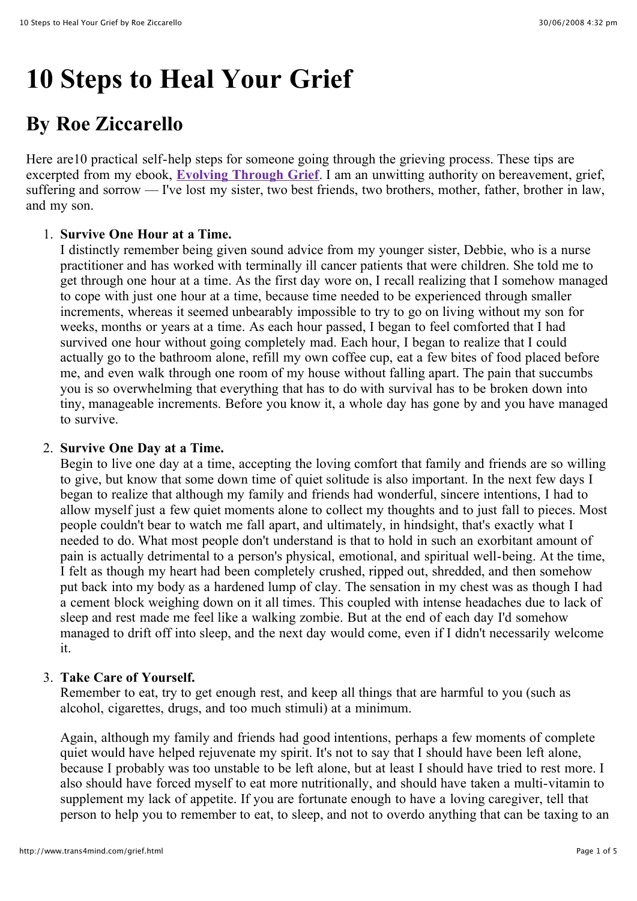# 10 Steps to Heal Your Grief

## By Roe Ziccarello

Here are10 practical self-help steps for someone going through the grieving process. These tips are excerpted from my ebook, **Evolving Through Grief**. I am an unwitting authority on bereavement, grief, suffering and sorrow — I've lost my sister, two best friends, two brothers, mother, father, brother in law, and my son.

1. **Survive One Hour at a Time.**
   I distinctly remember being given sound advice from my younger sister, Debbie, who is a nurse practitioner and has worked with terminally ill cancer patients that were children. She told me to get through one hour at a time. As the first day wore on, I recall realizing that I somehow managed to cope with just one hour at a time, because time needed to be experienced through smaller increments, whereas it seemed unbearably impossible to try to go on living without my son for weeks, months or years at a time. As each hour passed, I began to feel comforted that I had survived one hour without going completely mad. Each hour, I began to realize that I could actually go to the bathroom alone, refill my own coffee cup, eat a few bites of food placed before me, and even walk through one room of my house without falling apart. The pain that succumbs you is so overwhelming that everything that has to do with survival has to be broken down into tiny, manageable increments. Before you know it, a whole day has gone by and you have managed to survive.

2. **Survive One Day at a Time.**
   Begin to live one day at a time, accepting the loving comfort that family and friends are so willing to give, but know that some down time of quiet solitude is also important. In the next few days I began to realize that although my family and friends had wonderful, sincere intentions, I had to allow myself just a few quiet moments alone to collect my thoughts and to just fall to pieces. Most people couldn't bear to watch me fall apart, and ultimately, in hindsight, that's exactly what I needed to do. What most people don't understand is that to hold in such an exorbitant amount of pain is actually detrimental to a person's physical, emotional, and spiritual well-being. At the time, I felt as though my heart had been completely crushed, ripped out, shredded, and then somehow put back into my body as a hardened lump of clay. The sensation in my chest was as though I had a cement block weighing down on it all times. This coupled with intense headaches due to lack of sleep and rest made me feel like a walking zombie. But at the end of each day I'd somehow managed to drift off into sleep, and the next day would come, even if I didn't necessarily welcome it.

3. **Take Care of Yourself.**
   Remember to eat, try to get enough rest, and keep all things that are harmful to you (such as alcohol, cigarettes, drugs, and too much stimuli) at a minimum.

   Again, although my family and friends had good intentions, perhaps a few moments of complete quiet would have helped rejuvenate my spirit. It's not to say that I should have been left alone, because I probably was too unstable to be left alone, but at least I should have tried to rest more. I also should have forced myself to eat more nutritionally, and should have taken a multi-vitamin to supplement my lack of appetite. If you are fortunate enough to have a loving caregiver, tell that person to help you to remember to eat, to sleep, and not to overdo anything that can be taxing to an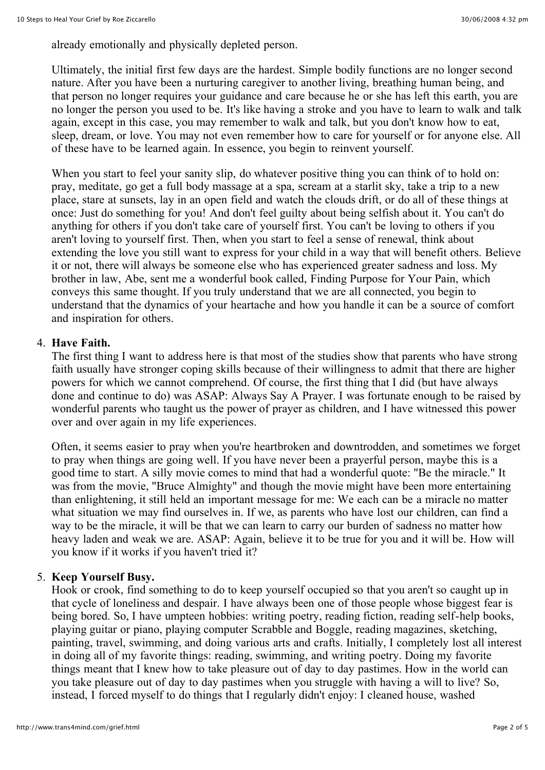already emotionally and physically depleted person.

Ultimately, the initial first few days are the hardest. Simple bodily functions are no longer second nature. After you have been a nurturing caregiver to another living, breathing human being, and that person no longer requires your guidance and care because he or she has left this earth, you are no longer the person you used to be. It's like having a stroke and you have to learn to walk and talk again, except in this case, you may remember to walk and talk, but you don't know how to eat, sleep, dream, or love. You may not even remember how to care for yourself or for anyone else. All of these have to be learned again. In essence, you begin to reinvent yourself.

When you start to feel your sanity slip, do whatever positive thing you can think of to hold on: pray, meditate, go get a full body massage at a spa, scream at a starlit sky, take a trip to a new place, stare at sunsets, lay in an open field and watch the clouds drift, or do all of these things at once: Just do something for you! And don't feel guilty about being selfish about it. You can't do anything for others if you don't take care of yourself first. You can't be loving to others if you aren't loving to yourself first. Then, when you start to feel a sense of renewal, think about extending the love you still want to express for your child in a way that will benefit others. Believe it or not, there will always be someone else who has experienced greater sadness and loss. My brother in law, Abe, sent me a wonderful book called, Finding Purpose for Your Pain, which conveys this same thought. If you truly understand that we are all connected, you begin to understand that the dynamics of your heartache and how you handle it can be a source of comfort and inspiration for others.

4. **Have Faith.**
   The first thing I want to address here is that most of the studies show that parents who have strong faith usually have stronger coping skills because of their willingness to admit that there are higher powers for which we cannot comprehend. Of course, the first thing that I did (but have always done and continue to do) was ASAP: Always Say A Prayer. I was fortunate enough to be raised by wonderful parents who taught us the power of prayer as children, and I have witnessed this power over and over again in my life experiences.

   Often, it seems easier to pray when you're heartbroken and downtrodden, and sometimes we forget to pray when things are going well. If you have never been a prayerful person, maybe this is a good time to start. A silly movie comes to mind that had a wonderful quote: "Be the miracle." It was from the movie, "Bruce Almighty" and though the movie might have been more entertaining than enlightening, it still held an important message for me: We each can be a miracle no matter what situation we may find ourselves in. If we, as parents who have lost our children, can find a way to be the miracle, it will be that we can learn to carry our burden of sadness no matter how heavy laden and weak we are. ASAP: Again, believe it to be true for you and it will be. How will you know if it works if you haven't tried it?

5. **Keep Yourself Busy.**
   Hook or crook, find something to do to keep yourself occupied so that you aren't so caught up in that cycle of loneliness and despair. I have always been one of those people whose biggest fear is being bored. So, I have umpteen hobbies: writing poetry, reading fiction, reading self-help books, playing guitar or piano, playing computer Scrabble and Boggle, reading magazines, sketching, painting, travel, swimming, and doing various arts and crafts. Initially, I completely lost all interest in doing all of my favorite things: reading, swimming, and writing poetry. Doing my favorite things meant that I knew how to take pleasure out of day to day pastimes. How in the world can you take pleasure out of day to day pastimes when you struggle with having a will to live? So, instead, I forced myself to do things that I regularly didn't enjoy: I cleaned house, washed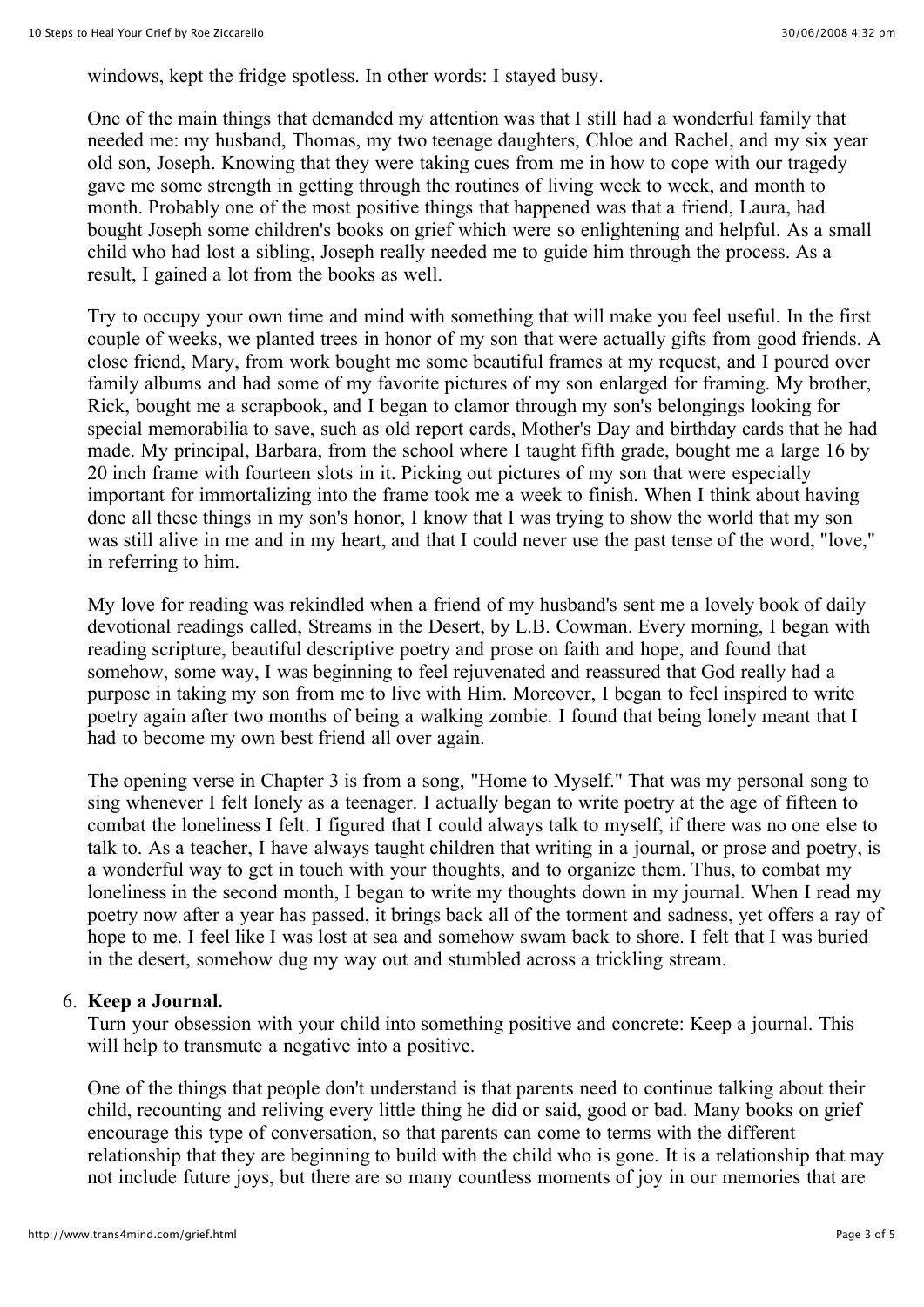windows, kept the fridge spotless. In other words: I stayed busy.

One of the main things that demanded my attention was that I still had a wonderful family that needed me: my husband, Thomas, my two teenage daughters, Chloe and Rachel, and my six year old son, Joseph. Knowing that they were taking cues from me in how to cope with our tragedy gave me some strength in getting through the routines of living week to week, and month to month. Probably one of the most positive things that happened was that a friend, Laura, had bought Joseph some children's books on grief which were so enlightening and helpful. As a small child who had lost a sibling, Joseph really needed me to guide him through the process. As a result, I gained a lot from the books as well.

Try to occupy your own time and mind with something that will make you feel useful. In the first couple of weeks, we planted trees in honor of my son that were actually gifts from good friends. A close friend, Mary, from work bought me some beautiful frames at my request, and I poured over family albums and had some of my favorite pictures of my son enlarged for framing. My brother, Rick, bought me a scrapbook, and I began to clamor through my son's belongings looking for special memorabilia to save, such as old report cards, Mother's Day and birthday cards that he had made. My principal, Barbara, from the school where I taught fifth grade, bought me a large 16 by 20 inch frame with fourteen slots in it. Picking out pictures of my son that were especially important for immortalizing into the frame took me a week to finish. When I think about having done all these things in my son's honor, I know that I was trying to show the world that my son was still alive in me and in my heart, and that I could never use the past tense of the word, "love," in referring to him.

My love for reading was rekindled when a friend of my husband's sent me a lovely book of daily devotional readings called, Streams in the Desert, by L.B. Cowman. Every morning, I began with reading scripture, beautiful descriptive poetry and prose on faith and hope, and found that somehow, some way, I was beginning to feel rejuvenated and reassured that God really had a purpose in taking my son from me to live with Him. Moreover, I began to feel inspired to write poetry again after two months of being a walking zombie. I found that being lonely meant that I had to become my own best friend all over again.

The opening verse in Chapter 3 is from a song, "Home to Myself." That was my personal song to sing whenever I felt lonely as a teenager. I actually began to write poetry at the age of fifteen to combat the loneliness I felt. I figured that I could always talk to myself, if there was no one else to talk to. As a teacher, I have always taught children that writing in a journal, or prose and poetry, is a wonderful way to get in touch with your thoughts, and to organize them. Thus, to combat my loneliness in the second month, I began to write my thoughts down in my journal. When I read my poetry now after a year has passed, it brings back all of the torment and sadness, yet offers a ray of hope to me. I feel like I was lost at sea and somehow swam back to shore. I felt that I was buried in the desert, somehow dug my way out and stumbled across a trickling stream.

6. **Keep a Journal.**

   Turn your obsession with your child into something positive and concrete: Keep a journal. This will help to transmute a negative into a positive.

   One of the things that people don't understand is that parents need to continue talking about their child, recounting and reliving every little thing he did or said, good or bad. Many books on grief encourage this type of conversation, so that parents can come to terms with the different relationship that they are beginning to build with the child who is gone. It is a relationship that may not include future joys, but there are so many countless moments of joy in our memories that are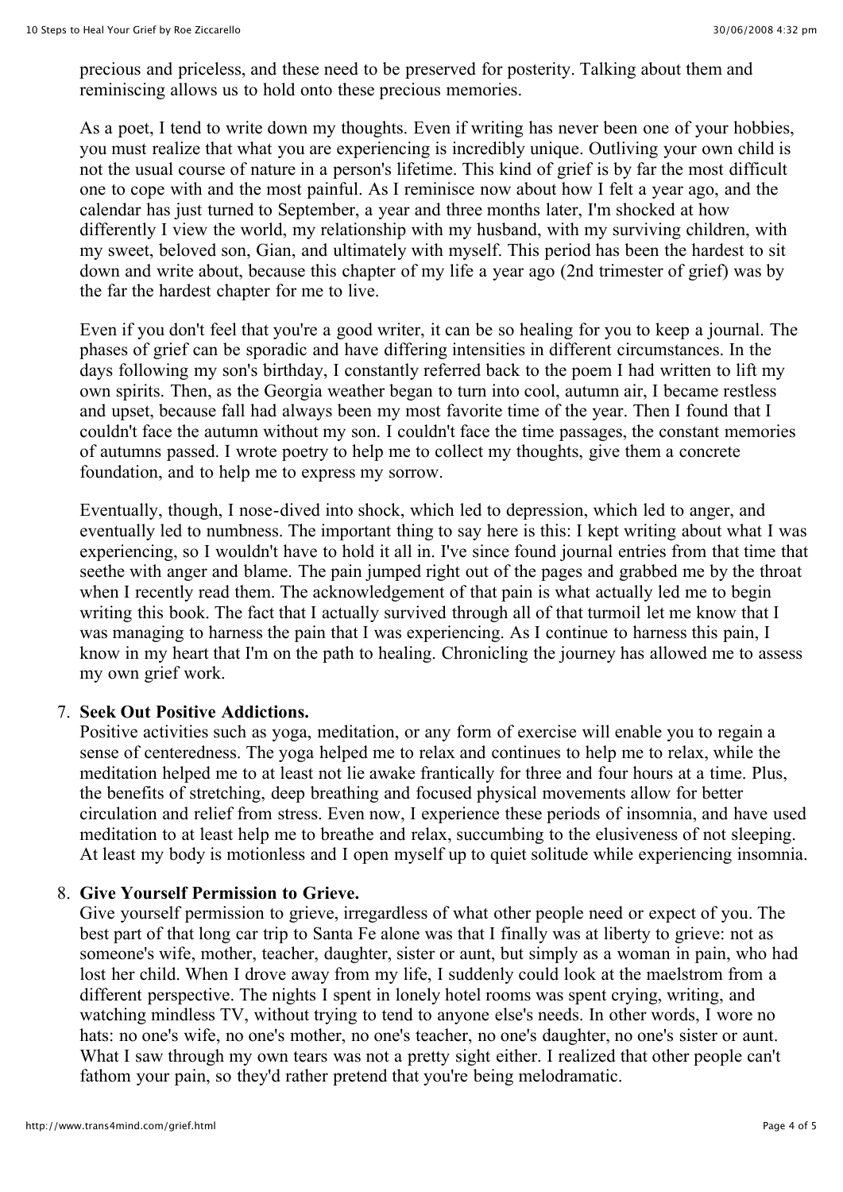precious and priceless, and these need to be preserved for posterity. Talking about them and reminiscing allows us to hold onto these precious memories.

As a poet, I tend to write down my thoughts. Even if writing has never been one of your hobbies, you must realize that what you are experiencing is incredibly unique. Outliving your own child is not the usual course of nature in a person's lifetime. This kind of grief is by far the most difficult one to cope with and the most painful. As I reminisce now about how I felt a year ago, and the calendar has just turned to September, a year and three months later, I'm shocked at how differently I view the world, my relationship with my husband, with my surviving children, with my sweet, beloved son, Gian, and ultimately with myself. This period has been the hardest to sit down and write about, because this chapter of my life a year ago (2nd trimester of grief) was by the far the hardest chapter for me to live.

Even if you don't feel that you're a good writer, it can be so healing for you to keep a journal. The phases of grief can be sporadic and have differing intensities in different circumstances. In the days following my son's birthday, I constantly referred back to the poem I had written to lift my own spirits. Then, as the Georgia weather began to turn into cool, autumn air, I became restless and upset, because fall had always been my most favorite time of the year. Then I found that I couldn't face the autumn without my son. I couldn't face the time passages, the constant memories of autumns passed. I wrote poetry to help me to collect my thoughts, give them a concrete foundation, and to help me to express my sorrow.

Eventually, though, I nose-dived into shock, which led to depression, which led to anger, and eventually led to numbness. The important thing to say here is this: I kept writing about what I was experiencing, so I wouldn't have to hold it all in. I've since found journal entries from that time that seethe with anger and blame. The pain jumped right out of the pages and grabbed me by the throat when I recently read them. The acknowledgement of that pain is what actually led me to begin writing this book. The fact that I actually survived through all of that turmoil let me know that I was managing to harness the pain that I was experiencing. As I continue to harness this pain, I know in my heart that I'm on the path to healing. Chronicling the journey has allowed me to assess my own grief work.

7. **Seek Out Positive Addictions.**
   Positive activities such as yoga, meditation, or any form of exercise will enable you to regain a sense of centeredness. The yoga helped me to relax and continues to help me to relax, while the meditation helped me to at least not lie awake frantically for three and four hours at a time. Plus, the benefits of stretching, deep breathing and focused physical movements allow for better circulation and relief from stress. Even now, I experience these periods of insomnia, and have used meditation to at least help me to breathe and relax, succumbing to the elusiveness of not sleeping. At least my body is motionless and I open myself up to quiet solitude while experiencing insomnia.

8. **Give Yourself Permission to Grieve.**
   Give yourself permission to grieve, irregardless of what other people need or expect of you. The best part of that long car trip to Santa Fe alone was that I finally was at liberty to grieve: not as someone's wife, mother, teacher, daughter, sister or aunt, but simply as a woman in pain, who had lost her child. When I drove away from my life, I suddenly could look at the maelstrom from a different perspective. The nights I spent in lonely hotel rooms was spent crying, writing, and watching mindless TV, without trying to tend to anyone else's needs. In other words, I wore no hats: no one's wife, no one's mother, no one's teacher, no one's daughter, no one's sister or aunt. What I saw through my own tears was not a pretty sight either. I realized that other people can't fathom your pain, so they'd rather pretend that you're being melodramatic.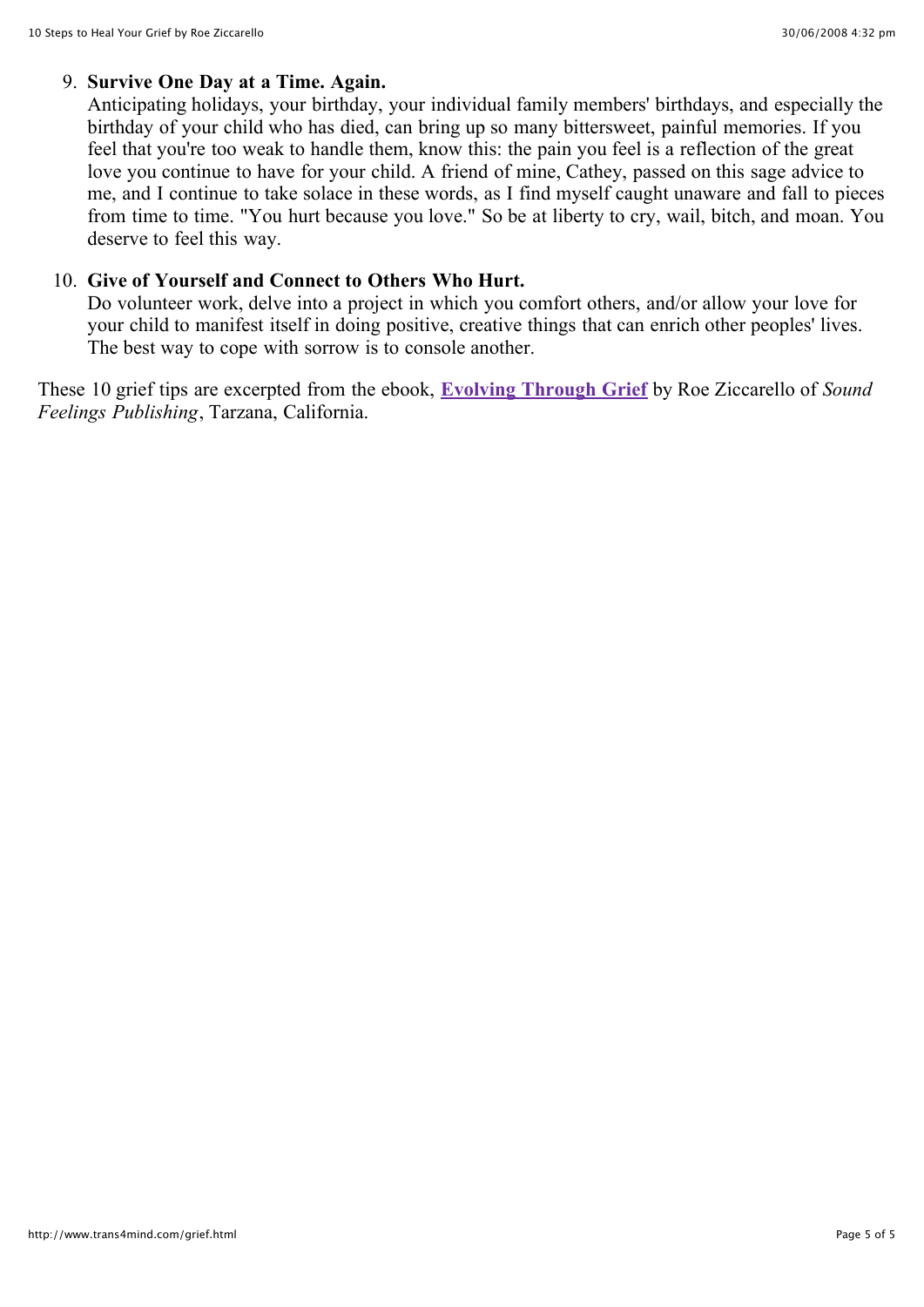9. **Survive One Day at a Time. Again.**
   Anticipating holidays, your birthday, your individual family members' birthdays, and especially the birthday of your child who has died, can bring up so many bittersweet, painful memories. If you feel that you're too weak to handle them, know this: the pain you feel is a reflection of the great love you continue to have for your child. A friend of mine, Cathey, passed on this sage advice to me, and I continue to take solace in these words, as I find myself caught unaware and fall to pieces from time to time. "You hurt because you love." So be at liberty to cry, wail, bitch, and moan. You deserve to feel this way.

10. **Give of Yourself and Connect to Others Who Hurt.**
    Do volunteer work, delve into a project in which you comfort others, and/or allow your love for your child to manifest itself in doing positive, creative things that can enrich other peoples' lives. The best way to cope with sorrow is to console another.

These 10 grief tips are excerpted from the ebook, **Evolving Through Grief** by Roe Ziccarello of *Sound Feelings Publishing*, Tarzana, California.